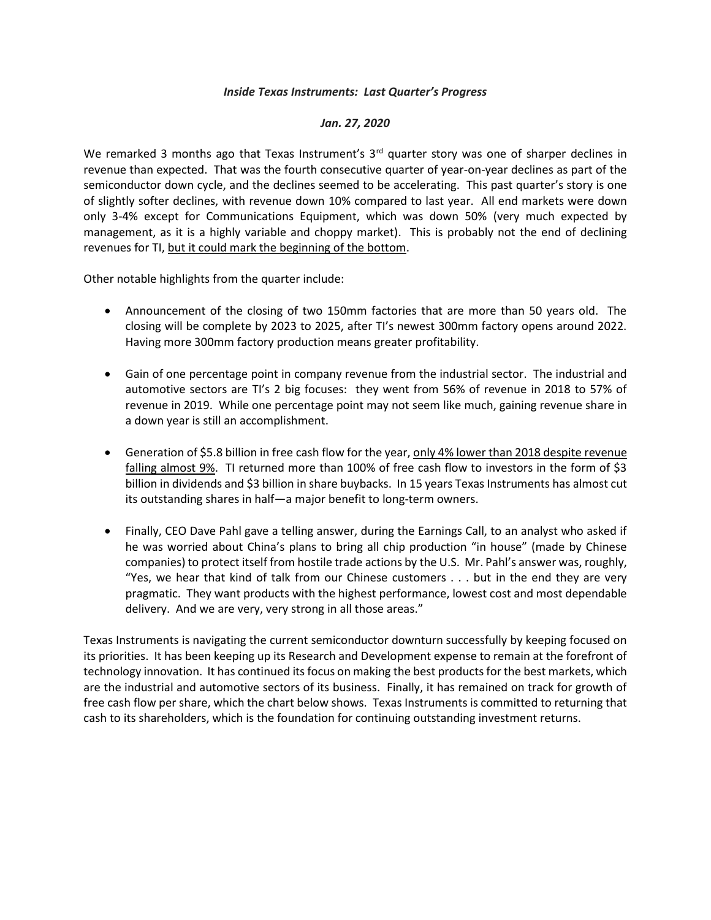*Inside Texas Instruments: Last Quarter's Progress*

*Jan. 27, 2020*

We remarked 3 months ago that Texas Instrument's 3rd quarter story was one of sharper declines in revenue than expected. That was the fourth consecutive quarter of year-on-year declines as part of the semiconductor down cycle, and the declines seemed to be accelerating. This past quarter's story is one of slightly softer declines, with revenue down 10% compared to last year. All end markets were down only 3-4% except for Communications Equipment, which was down 50% (very much expected by management, as it is a highly variable and choppy market). This is probably not the end of declining revenues for TI, <u>but it could mark the beginning of the bottom</u>.

Other notable highlights from the quarter include:

- Announcement of the closing of two 150mm factories that are more than 50 years old. The closing will be complete by 2023 to 2025, after TI's newest 300mm factory opens around 2022. Having more 300mm factory production means greater profitability.

- Gain of one percentage point in company revenue from the industrial sector. The industrial and automotive sectors are TI's 2 big focuses: they went from 56% of revenue in 2018 to 57% of revenue in 2019. While one percentage point may not seem like much, gaining revenue share in a down year is still an accomplishment.

- Generation of $5.8 billion in free cash flow for the year, <u>only 4% lower than 2018 despite revenue falling almost 9%</u>. TI returned more than 100% of free cash flow to investors in the form of $3 billion in dividends and $3 billion in share buybacks. In 15 years Texas Instruments has almost cut its outstanding shares in half—a major benefit to long-term owners.

- Finally, CEO Dave Pahl gave a telling answer, during the Earnings Call, to an analyst who asked if he was worried about China's plans to bring all chip production "in house" (made by Chinese companies) to protect itself from hostile trade actions by the U.S. Mr. Pahl's answer was, roughly, "Yes, we hear that kind of talk from our Chinese customers . . . but in the end they are very pragmatic. They want products with the highest performance, lowest cost and most dependable delivery. And we are very, very strong in all those areas."

Texas Instruments is navigating the current semiconductor downturn successfully by keeping focused on its priorities. It has been keeping up its Research and Development expense to remain at the forefront of technology innovation. It has continued its focus on making the best products for the best markets, which are the industrial and automotive sectors of its business. Finally, it has remained on track for growth of free cash flow per share, which the chart below shows. Texas Instruments is committed to returning that cash to its shareholders, which is the foundation for continuing outstanding investment returns.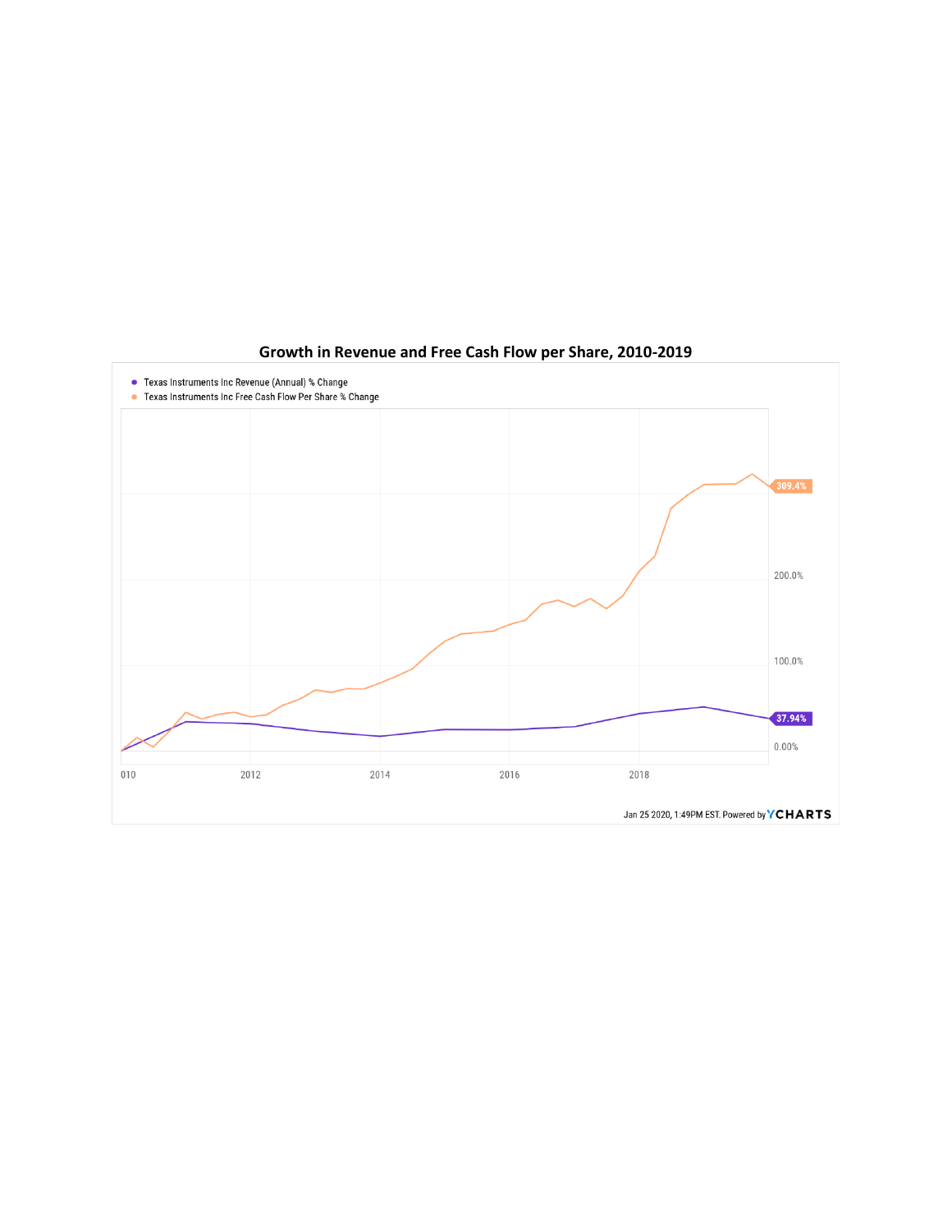**Growth in Revenue and Free Cash Flow per Share, 2010-2019**

Texas Instruments Inc Revenue (Annual) % Change

Texas Instruments Inc Free Cash Flow Per Share % Change

309.4%

200.0%

100.0%

37.94%

0.00%

010

2012

2014

2016

2018

Jan 25 2020, 1:49PM EST. Powered by YCHARTS